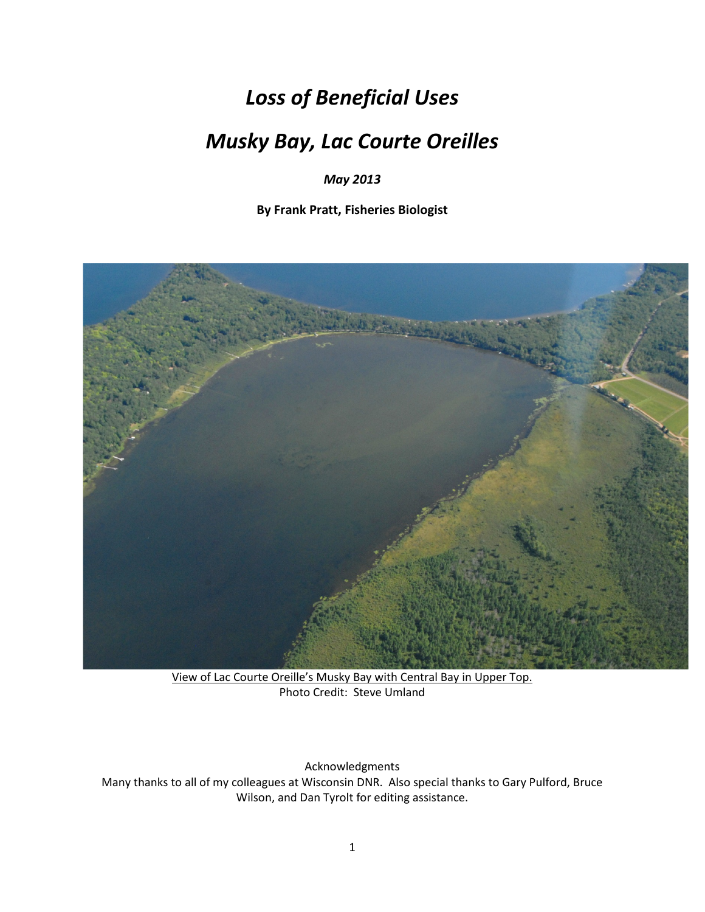# *Loss of Beneficial Uses*

# *Musky Bay, Lac Courte Oreilles*

***May 2013***

**By Frank Pratt, Fisheries Biologist**

View of Lac Courte Oreille's Musky Bay with Central Bay in Upper Top.
Photo Credit: Steve Umland

Acknowledgments
Many thanks to all of my colleagues at Wisconsin DNR. Also special thanks to Gary Pulford, Bruce Wilson, and Dan Tyrolt for editing assistance.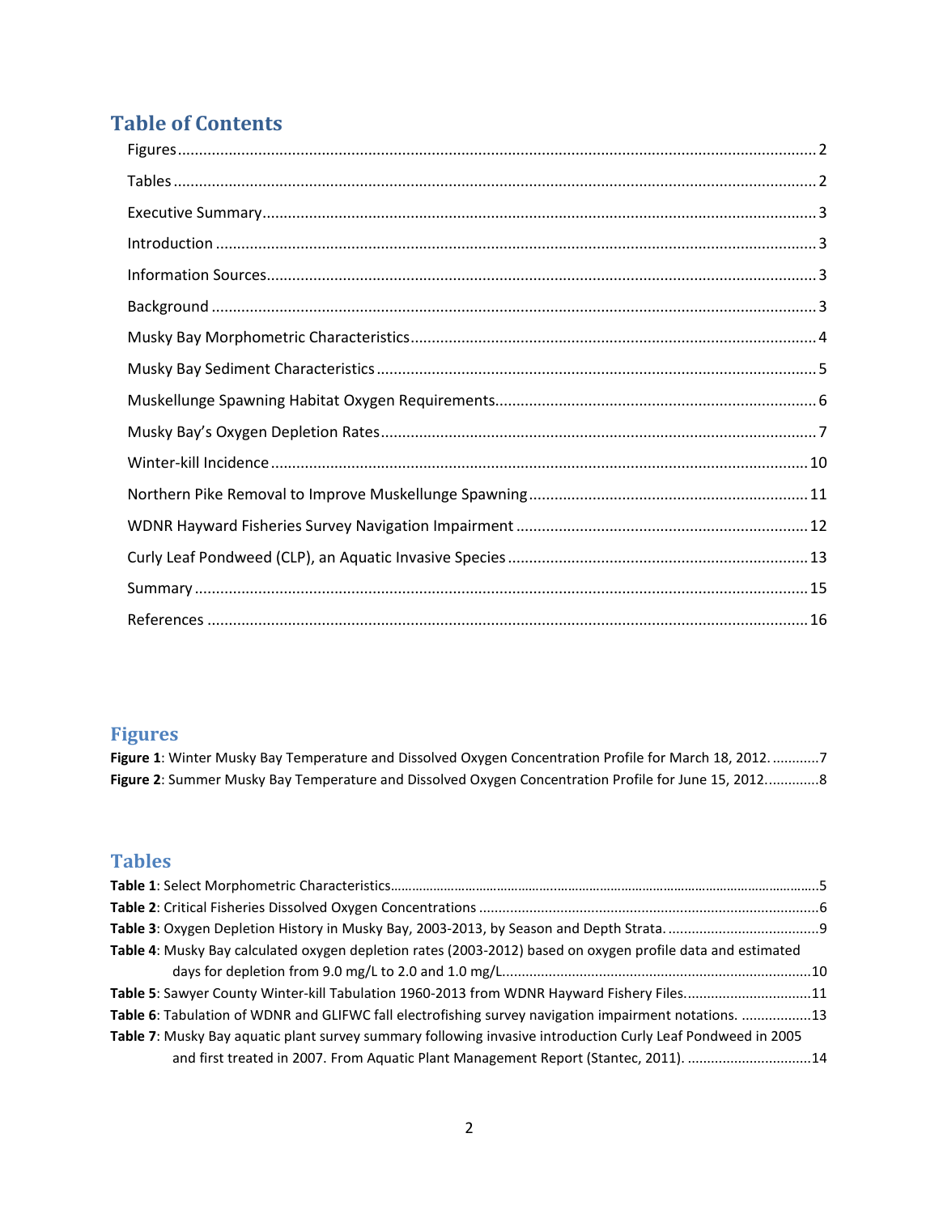# Table of Contents

Figures ..... 2

Tables ..... 2

Executive Summary ..... 3

Introduction ..... 3

Information Sources ..... 3

Background ..... 3

Musky Bay Morphometric Characteristics ..... 4

Musky Bay Sediment Characteristics ..... 5

Muskellunge Spawning Habitat Oxygen Requirements ..... 6

Musky Bay's Oxygen Depletion Rates ..... 7

Winter-kill Incidence ..... 10

Northern Pike Removal to Improve Muskellunge Spawning ..... 11

WDNR Hayward Fisheries Survey Navigation Impairment ..... 12

Curly Leaf Pondweed (CLP), an Aquatic Invasive Species ..... 13

Summary ..... 15

References ..... 16

# Figures

**Figure 1**: Winter Musky Bay Temperature and Dissolved Oxygen Concentration Profile for March 18, 2012. ..... 7

**Figure 2**: Summer Musky Bay Temperature and Dissolved Oxygen Concentration Profile for June 15, 2012. ..... 8

# Tables

**Table 1**: Select Morphometric Characteristics ..... 5

**Table 2**: Critical Fisheries Dissolved Oxygen Concentrations ..... 6

**Table 3**: Oxygen Depletion History in Musky Bay, 2003-2013, by Season and Depth Strata. ..... 9

**Table 4**: Musky Bay calculated oxygen depletion rates (2003-2012) based on oxygen profile data and estimated days for depletion from 9.0 mg/L to 2.0 and 1.0 mg/L. ..... 10

**Table 5**: Sawyer County Winter-kill Tabulation 1960-2013 from WDNR Hayward Fishery Files. ..... 11

**Table 6**: Tabulation of WDNR and GLIFWC fall electrofishing survey navigation impairment notations. ..... 13

**Table 7**: Musky Bay aquatic plant survey summary following invasive introduction Curly Leaf Pondweed in 2005 and first treated in 2007. From Aquatic Plant Management Report (Stantec, 2011). ..... 14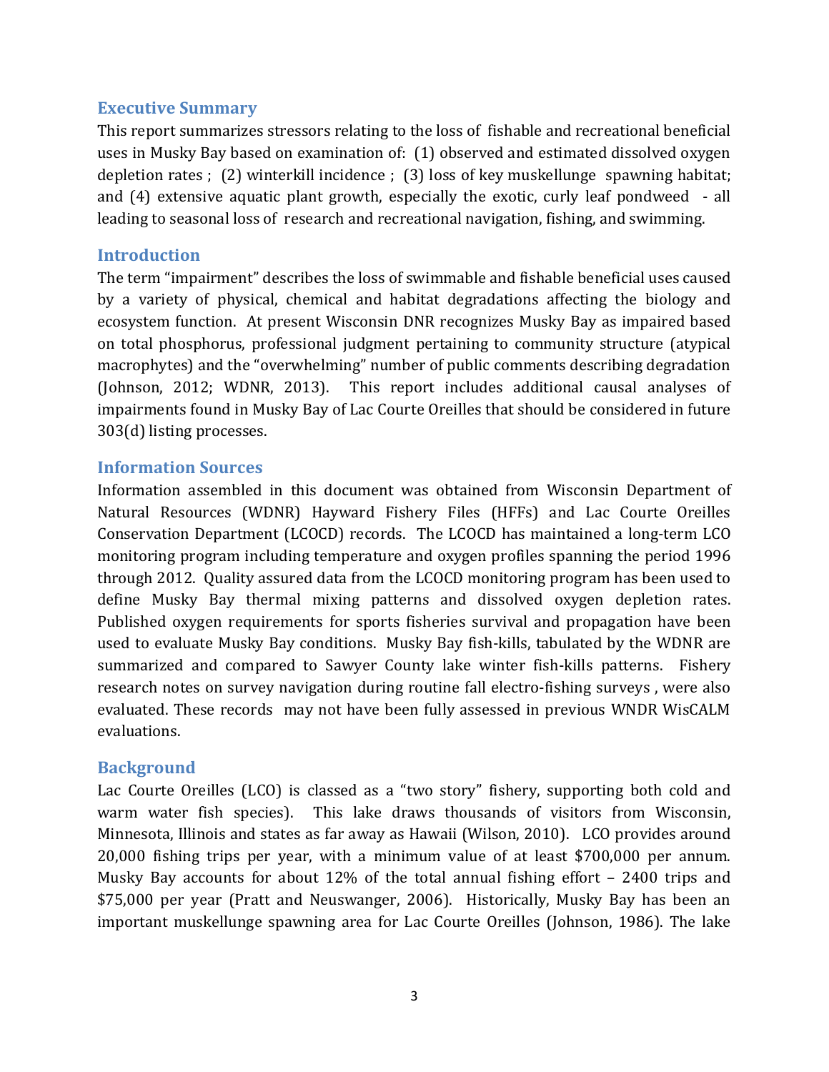## Executive Summary

This report summarizes stressors relating to the loss of fishable and recreational beneficial uses in Musky Bay based on examination of: (1) observed and estimated dissolved oxygen depletion rates ; (2) winterkill incidence ; (3) loss of key muskellunge spawning habitat; and (4) extensive aquatic plant growth, especially the exotic, curly leaf pondweed - all leading to seasonal loss of research and recreational navigation, fishing, and swimming.

## Introduction

The term "impairment" describes the loss of swimmable and fishable beneficial uses caused by a variety of physical, chemical and habitat degradations affecting the biology and ecosystem function. At present Wisconsin DNR recognizes Musky Bay as impaired based on total phosphorus, professional judgment pertaining to community structure (atypical macrophytes) and the "overwhelming" number of public comments describing degradation (Johnson, 2012; WDNR, 2013). This report includes additional causal analyses of impairments found in Musky Bay of Lac Courte Oreilles that should be considered in future 303(d) listing processes.

## Information Sources

Information assembled in this document was obtained from Wisconsin Department of Natural Resources (WDNR) Hayward Fishery Files (HFFs) and Lac Courte Oreilles Conservation Department (LCOCD) records. The LCOCD has maintained a long-term LCO monitoring program including temperature and oxygen profiles spanning the period 1996 through 2012. Quality assured data from the LCOCD monitoring program has been used to define Musky Bay thermal mixing patterns and dissolved oxygen depletion rates. Published oxygen requirements for sports fisheries survival and propagation have been used to evaluate Musky Bay conditions. Musky Bay fish-kills, tabulated by the WDNR are summarized and compared to Sawyer County lake winter fish-kills patterns. Fishery research notes on survey navigation during routine fall electro-fishing surveys , were also evaluated. These records may not have been fully assessed in previous WNDR WisCALM evaluations.

## Background

Lac Courte Oreilles (LCO) is classed as a "two story" fishery, supporting both cold and warm water fish species). This lake draws thousands of visitors from Wisconsin, Minnesota, Illinois and states as far away as Hawaii (Wilson, 2010). LCO provides around 20,000 fishing trips per year, with a minimum value of at least $700,000 per annum. Musky Bay accounts for about 12% of the total annual fishing effort – 2400 trips and $75,000 per year (Pratt and Neuswanger, 2006). Historically, Musky Bay has been an important muskellunge spawning area for Lac Courte Oreilles (Johnson, 1986). The lake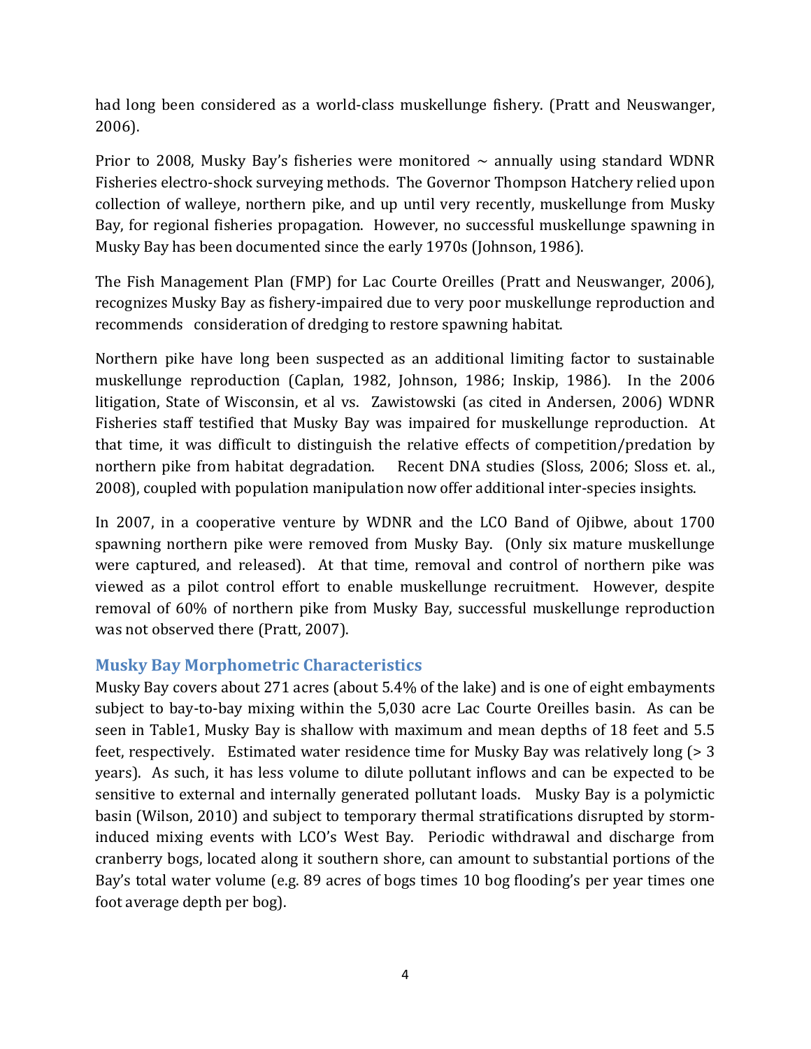had long been considered as a world-class muskellunge fishery. (Pratt and Neuswanger, 2006).

Prior to 2008, Musky Bay's fisheries were monitored ~ annually using standard WDNR Fisheries electro-shock surveying methods. The Governor Thompson Hatchery relied upon collection of walleye, northern pike, and up until very recently, muskellunge from Musky Bay, for regional fisheries propagation. However, no successful muskellunge spawning in Musky Bay has been documented since the early 1970s (Johnson, 1986).

The Fish Management Plan (FMP) for Lac Courte Oreilles (Pratt and Neuswanger, 2006), recognizes Musky Bay as fishery-impaired due to very poor muskellunge reproduction and recommends consideration of dredging to restore spawning habitat.

Northern pike have long been suspected as an additional limiting factor to sustainable muskellunge reproduction (Caplan, 1982, Johnson, 1986; Inskip, 1986). In the 2006 litigation, State of Wisconsin, et al vs. Zawistowski (as cited in Andersen, 2006) WDNR Fisheries staff testified that Musky Bay was impaired for muskellunge reproduction. At that time, it was difficult to distinguish the relative effects of competition/predation by northern pike from habitat degradation. Recent DNA studies (Sloss, 2006; Sloss et. al., 2008), coupled with population manipulation now offer additional inter-species insights.

In 2007, in a cooperative venture by WDNR and the LCO Band of Ojibwe, about 1700 spawning northern pike were removed from Musky Bay. (Only six mature muskellunge were captured, and released). At that time, removal and control of northern pike was viewed as a pilot control effort to enable muskellunge recruitment. However, despite removal of 60% of northern pike from Musky Bay, successful muskellunge reproduction was not observed there (Pratt, 2007).

## Musky Bay Morphometric Characteristics

Musky Bay covers about 271 acres (about 5.4% of the lake) and is one of eight embayments subject to bay-to-bay mixing within the 5,030 acre Lac Courte Oreilles basin. As can be seen in Table1, Musky Bay is shallow with maximum and mean depths of 18 feet and 5.5 feet, respectively. Estimated water residence time for Musky Bay was relatively long (> 3 years). As such, it has less volume to dilute pollutant inflows and can be expected to be sensitive to external and internally generated pollutant loads. Musky Bay is a polymictic basin (Wilson, 2010) and subject to temporary thermal stratifications disrupted by storm-induced mixing events with LCO's West Bay. Periodic withdrawal and discharge from cranberry bogs, located along it southern shore, can amount to substantial portions of the Bay's total water volume (e.g. 89 acres of bogs times 10 bog flooding's per year times one foot average depth per bog).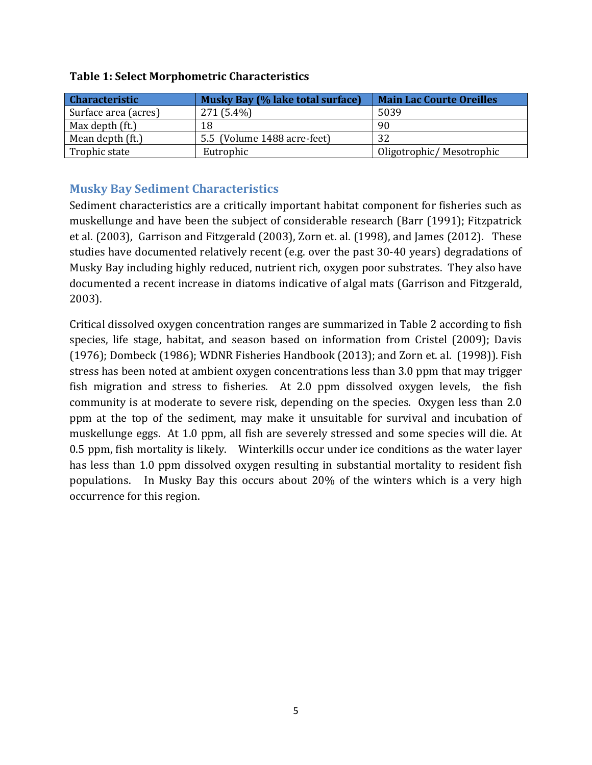**Table 1: Select Morphometric Characteristics**

| Characteristic | Musky Bay (% lake total surface) | Main Lac Courte Oreilles |
|---|---|---|
| Surface area (acres) | 271 (5.4%) | 5039 |
| Max depth (ft.) | 18 | 90 |
| Mean depth (ft.) | 5.5 (Volume 1488 acre-feet) | 32 |
| Trophic state | Eutrophic | Oligotrophic/ Mesotrophic |

## Musky Bay Sediment Characteristics

Sediment characteristics are a critically important habitat component for fisheries such as muskellunge and have been the subject of considerable research (Barr (1991); Fitzpatrick et al. (2003), Garrison and Fitzgerald (2003), Zorn et. al. (1998), and James (2012). These studies have documented relatively recent (e.g. over the past 30-40 years) degradations of Musky Bay including highly reduced, nutrient rich, oxygen poor substrates. They also have documented a recent increase in diatoms indicative of algal mats (Garrison and Fitzgerald, 2003).

Critical dissolved oxygen concentration ranges are summarized in Table 2 according to fish species, life stage, habitat, and season based on information from Cristel (2009); Davis (1976); Dombeck (1986); WDNR Fisheries Handbook (2013); and Zorn et. al. (1998)). Fish stress has been noted at ambient oxygen concentrations less than 3.0 ppm that may trigger fish migration and stress to fisheries. At 2.0 ppm dissolved oxygen levels, the fish community is at moderate to severe risk, depending on the species. Oxygen less than 2.0 ppm at the top of the sediment, may make it unsuitable for survival and incubation of muskellunge eggs. At 1.0 ppm, all fish are severely stressed and some species will die. At 0.5 ppm, fish mortality is likely. Winterkills occur under ice conditions as the water layer has less than 1.0 ppm dissolved oxygen resulting in substantial mortality to resident fish populations. In Musky Bay this occurs about 20% of the winters which is a very high occurrence for this region.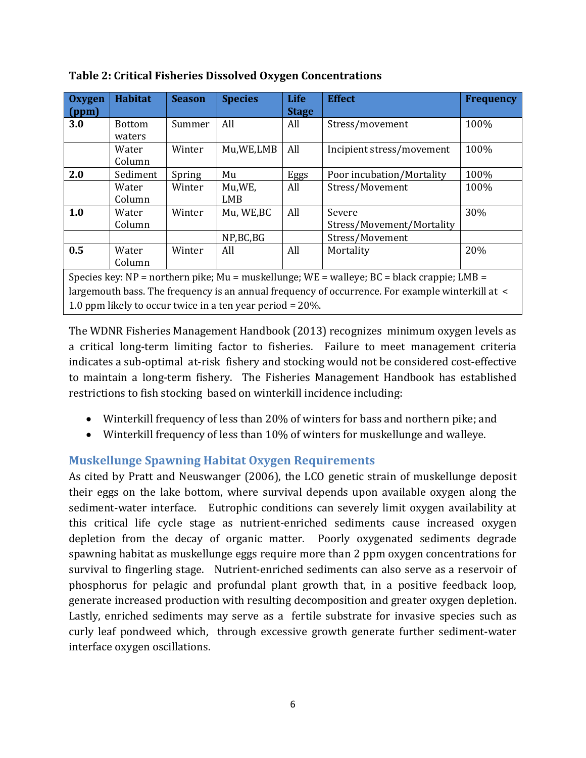**Table 2: Critical Fisheries Dissolved Oxygen Concentrations**

| Oxygen (ppm) | Habitat | Season | Species | Life Stage | Effect | Frequency |
|---|---|---|---|---|---|---|
| **3.0** | Bottom waters | Summer | All | All | Stress/movement | 100% |
| | Water Column | Winter | Mu,WE,LMB | All | Incipient stress/movement | 100% |
| **2.0** | Sediment | Spring | Mu | Eggs | Poor incubation/Mortality | 100% |
| | Water Column | Winter | Mu,WE, LMB | All | Stress/Movement | 100% |
| **1.0** | Water Column | Winter | Mu, WE,BC | All | Severe Stress/Movement/Mortality | 30% |
| | | | NP,BC,BG | | Stress/Movement | |
| **0.5** | Water Column | Winter | All | All | Mortality | 20% |

Species key: NP = northern pike; Mu = muskellunge; WE = walleye; BC = black crappie; LMB = largemouth bass. The frequency is an annual frequency of occurrence. For example winterkill at < 1.0 ppm likely to occur twice in a ten year period = 20%.

The WDNR Fisheries Management Handbook (2013) recognizes minimum oxygen levels as a critical long-term limiting factor to fisheries. Failure to meet management criteria indicates a sub-optimal at-risk fishery and stocking would not be considered cost-effective to maintain a long-term fishery. The Fisheries Management Handbook has established restrictions to fish stocking based on winterkill incidence including:

- Winterkill frequency of less than 20% of winters for bass and northern pike; and
- Winterkill frequency of less than 10% of winters for muskellunge and walleye.

## Muskellunge Spawning Habitat Oxygen Requirements

As cited by Pratt and Neuswanger (2006), the LCO genetic strain of muskellunge deposit their eggs on the lake bottom, where survival depends upon available oxygen along the sediment-water interface. Eutrophic conditions can severely limit oxygen availability at this critical life cycle stage as nutrient-enriched sediments cause increased oxygen depletion from the decay of organic matter. Poorly oxygenated sediments degrade spawning habitat as muskellunge eggs require more than 2 ppm oxygen concentrations for survival to fingerling stage. Nutrient-enriched sediments can also serve as a reservoir of phosphorus for pelagic and profundal plant growth that, in a positive feedback loop, generate increased production with resulting decomposition and greater oxygen depletion. Lastly, enriched sediments may serve as a fertile substrate for invasive species such as curly leaf pondweed which, through excessive growth generate further sediment-water interface oxygen oscillations.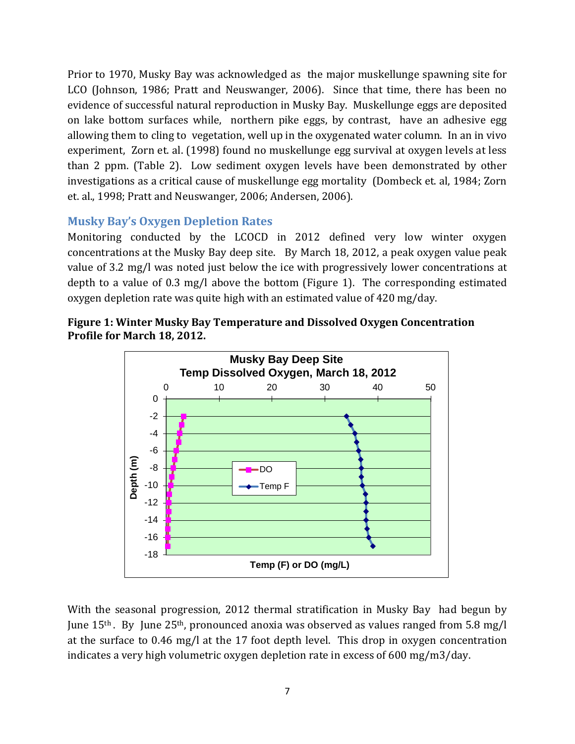Prior to 1970, Musky Bay was acknowledged as the major muskellunge spawning site for LCO (Johnson, 1986; Pratt and Neuswanger, 2006). Since that time, there has been no evidence of successful natural reproduction in Musky Bay. Muskellunge eggs are deposited on lake bottom surfaces while, northern pike eggs, by contrast, have an adhesive egg allowing them to cling to vegetation, well up in the oxygenated water column. In an in vivo experiment, Zorn et. al. (1998) found no muskellunge egg survival at oxygen levels at less than 2 ppm. (Table 2). Low sediment oxygen levels have been demonstrated by other investigations as a critical cause of muskellunge egg mortality (Dombeck et. al, 1984; Zorn et. al., 1998; Pratt and Neuswanger, 2006; Andersen, 2006).

## Musky Bay's Oxygen Depletion Rates

Monitoring conducted by the LCOCD in 2012 defined very low winter oxygen concentrations at the Musky Bay deep site. By March 18, 2012, a peak oxygen value peak value of 3.2 mg/l was noted just below the ice with progressively lower concentrations at depth to a value of 0.3 mg/l above the bottom (Figure 1). The corresponding estimated oxygen depletion rate was quite high with an estimated value of 420 mg/day.

**Figure 1: Winter Musky Bay Temperature and Dissolved Oxygen Concentration Profile for March 18, 2012.**

With the seasonal progression, 2012 thermal stratification in Musky Bay had begun by June 15th. By June 25th, pronounced anoxia was observed as values ranged from 5.8 mg/l at the surface to 0.46 mg/l at the 17 foot depth level. This drop in oxygen concentration indicates a very high volumetric oxygen depletion rate in excess of 600 mg/m3/day.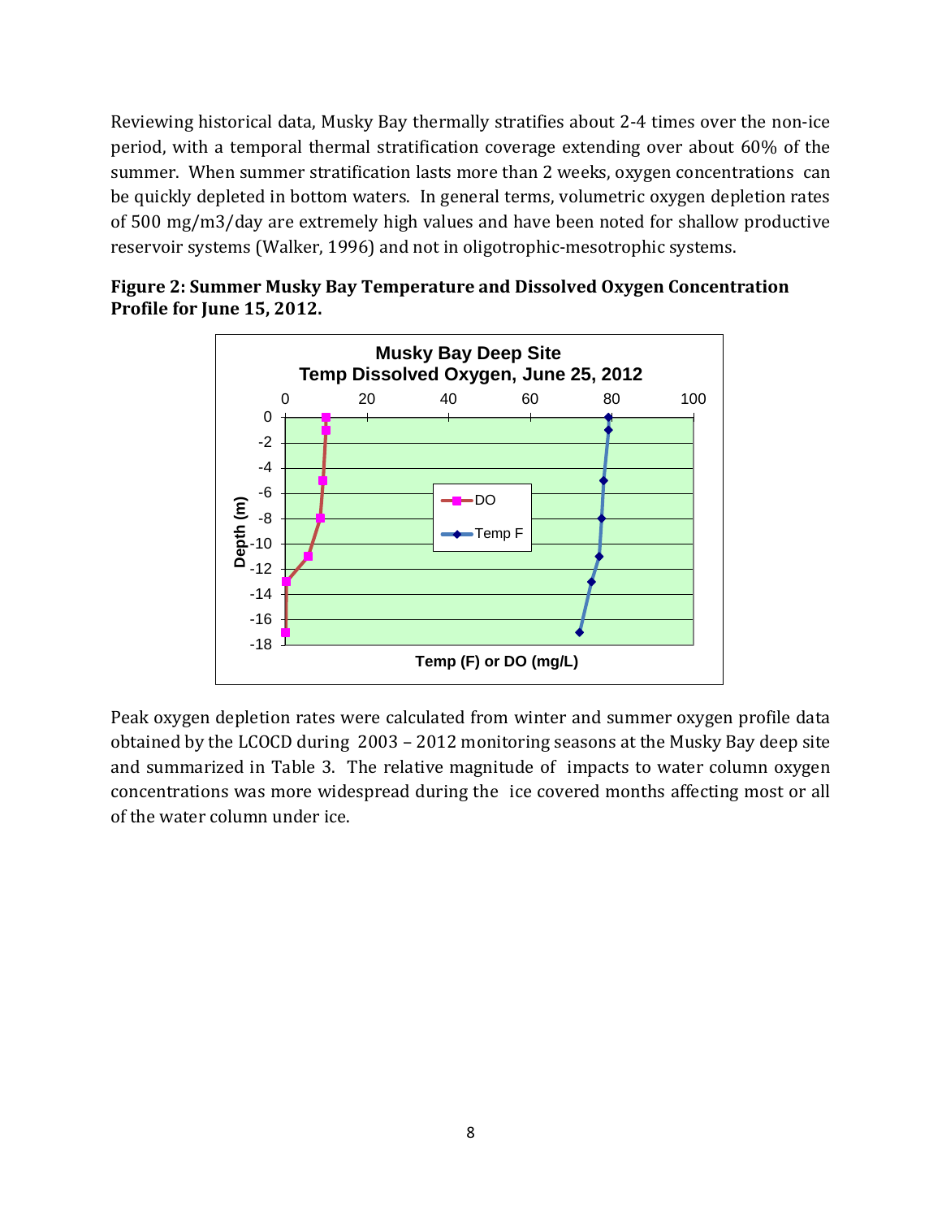Reviewing historical data, Musky Bay thermally stratifies about 2-4 times over the non-ice period, with a temporal thermal stratification coverage extending over about 60% of the summer. When summer stratification lasts more than 2 weeks, oxygen concentrations can be quickly depleted in bottom waters. In general terms, volumetric oxygen depletion rates of 500 mg/m3/day are extremely high values and have been noted for shallow productive reservoir systems (Walker, 1996) and not in oligotrophic-mesotrophic systems.

**Figure 2: Summer Musky Bay Temperature and Dissolved Oxygen Concentration Profile for June 15, 2012.**

Peak oxygen depletion rates were calculated from winter and summer oxygen profile data obtained by the LCOCD during 2003 – 2012 monitoring seasons at the Musky Bay deep site and summarized in Table 3. The relative magnitude of impacts to water column oxygen concentrations was more widespread during the ice covered months affecting most or all of the water column under ice.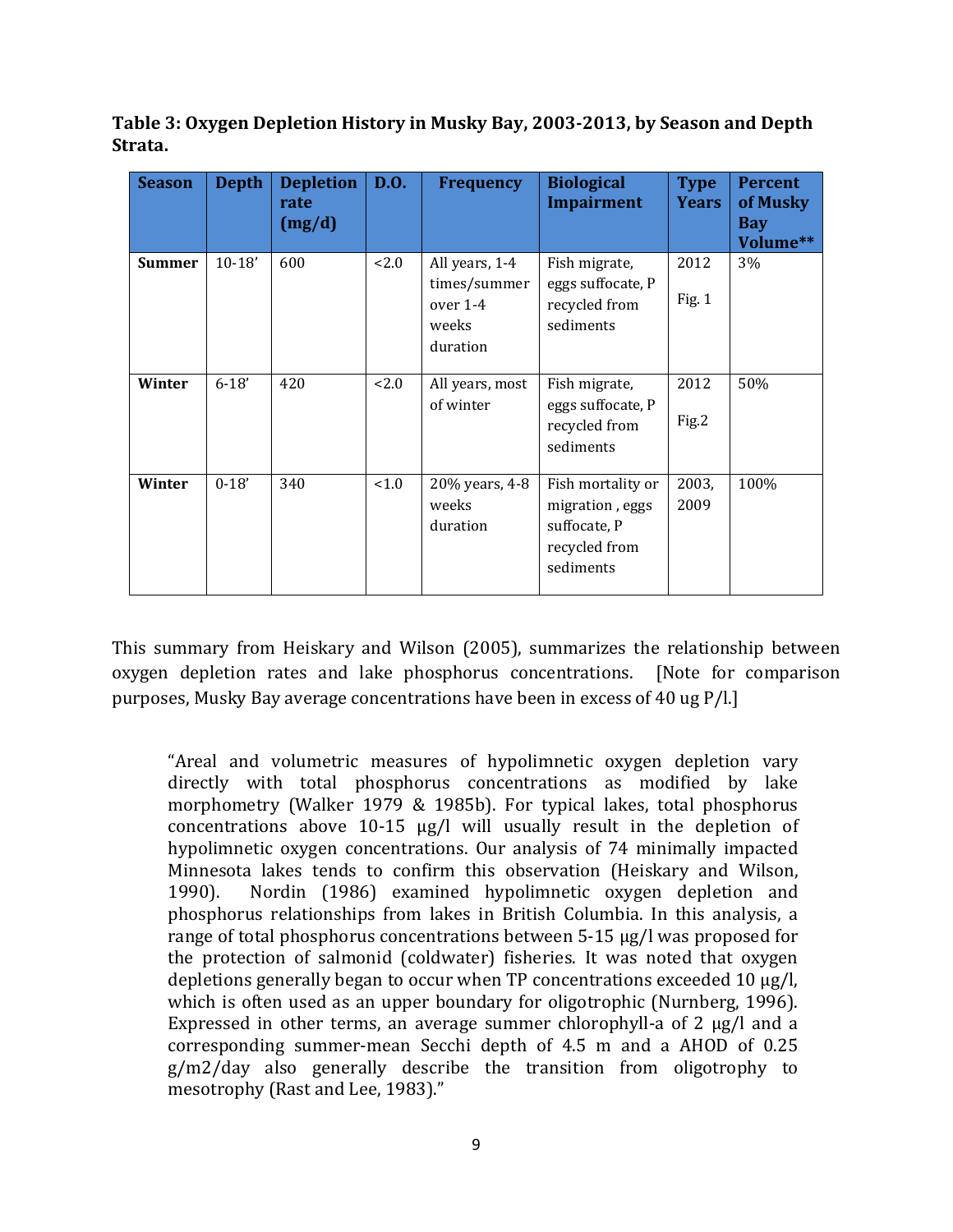**Table 3: Oxygen Depletion History in Musky Bay, 2003-2013, by Season and Depth Strata.**

| Season | Depth | Depletion rate (mg/d) | D.O. | Frequency | Biological Impairment | Type Years | Percent of Musky Bay Volume** |
|---|---|---|---|---|---|---|---|
| **Summer** | 10-18’ | 600 | <2.0 | All years, 1-4 times/summer over 1-4 weeks duration | Fish migrate, eggs suffocate, P recycled from sediments | 2012 Fig. 1 | 3% |
| **Winter** | 6-18’ | 420 | <2.0 | All years, most of winter | Fish migrate, eggs suffocate, P recycled from sediments | 2012 Fig.2 | 50% |
| **Winter** | 0-18’ | 340 | <1.0 | 20% years, 4-8 weeks duration | Fish mortality or migration , eggs suffocate, P recycled from sediments | 2003, 2009 | 100% |

This summary from Heiskary and Wilson (2005), summarizes the relationship between oxygen depletion rates and lake phosphorus concentrations. [Note for comparison purposes, Musky Bay average concentrations have been in excess of 40 ug P/l.]

> “Areal and volumetric measures of hypolimnetic oxygen depletion vary directly with total phosphorus concentrations as modified by lake morphometry (Walker 1979 & 1985b). For typical lakes, total phosphorus concentrations above 10-15 µg/l will usually result in the depletion of hypolimnetic oxygen concentrations. Our analysis of 74 minimally impacted Minnesota lakes tends to confirm this observation (Heiskary and Wilson, 1990). Nordin (1986) examined hypolimnetic oxygen depletion and phosphorus relationships from lakes in British Columbia. In this analysis, a range of total phosphorus concentrations between 5-15 µg/l was proposed for the protection of salmonid (coldwater) fisheries. It was noted that oxygen depletions generally began to occur when TP concentrations exceeded 10 µg/l, which is often used as an upper boundary for oligotrophic (Nurnberg, 1996). Expressed in other terms, an average summer chlorophyll-a of 2 µg/l and a corresponding summer-mean Secchi depth of 4.5 m and a AHOD of 0.25 g/m2/day also generally describe the transition from oligotrophy to mesotrophy (Rast and Lee, 1983).”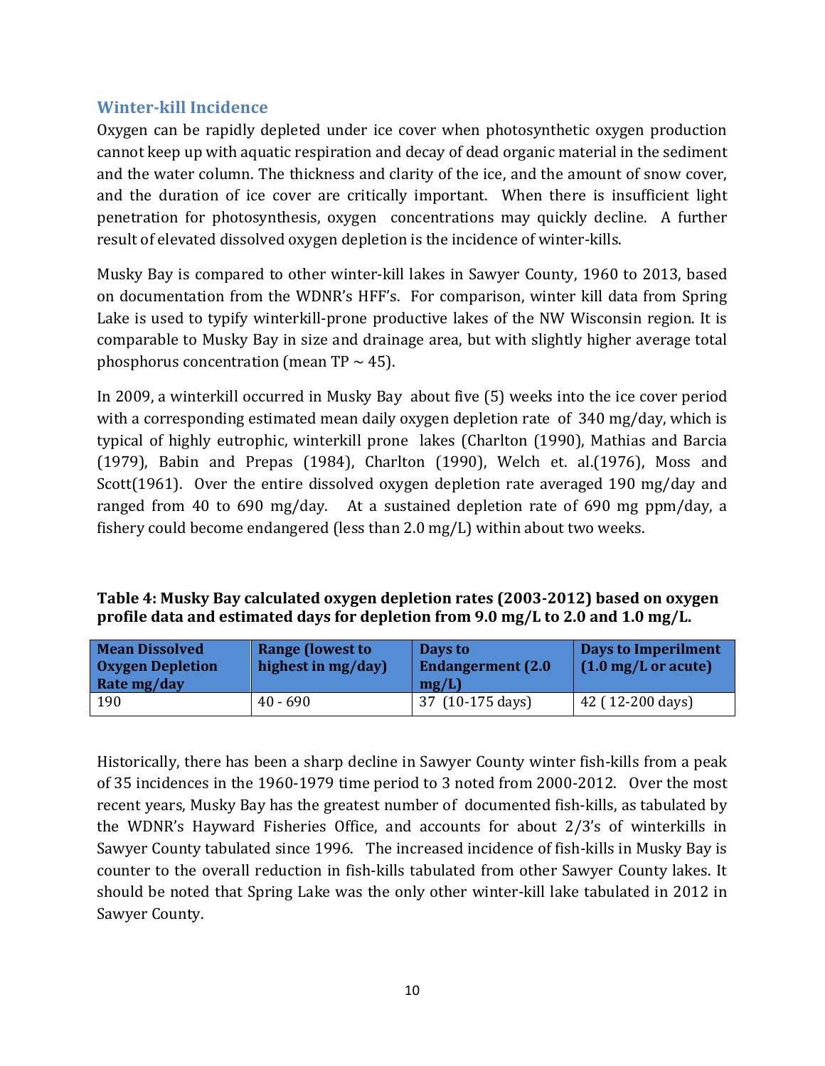## Winter-kill Incidence

Oxygen can be rapidly depleted under ice cover when photosynthetic oxygen production cannot keep up with aquatic respiration and decay of dead organic material in the sediment and the water column. The thickness and clarity of the ice, and the amount of snow cover, and the duration of ice cover are critically important. When there is insufficient light penetration for photosynthesis, oxygen concentrations may quickly decline. A further result of elevated dissolved oxygen depletion is the incidence of winter-kills.

Musky Bay is compared to other winter-kill lakes in Sawyer County, 1960 to 2013, based on documentation from the WDNR's HFF's. For comparison, winter kill data from Spring Lake is used to typify winterkill-prone productive lakes of the NW Wisconsin region. It is comparable to Musky Bay in size and drainage area, but with slightly higher average total phosphorus concentration (mean TP ~ 45).

In 2009, a winterkill occurred in Musky Bay about five (5) weeks into the ice cover period with a corresponding estimated mean daily oxygen depletion rate of 340 mg/day, which is typical of highly eutrophic, winterkill prone lakes (Charlton (1990), Mathias and Barcia (1979), Babin and Prepas (1984), Charlton (1990), Welch et. al.(1976), Moss and Scott(1961). Over the entire dissolved oxygen depletion rate averaged 190 mg/day and ranged from 40 to 690 mg/day. At a sustained depletion rate of 690 mg ppm/day, a fishery could become endangered (less than 2.0 mg/L) within about two weeks.

**Table 4: Musky Bay calculated oxygen depletion rates (2003-2012) based on oxygen profile data and estimated days for depletion from 9.0 mg/L to 2.0 and 1.0 mg/L.**

| Mean Dissolved Oxygen Depletion Rate mg/day | Range (lowest to highest in mg/day) | Days to Endangerment (2.0 mg/L) | Days to Imperilment (1.0 mg/L or acute) |
|---|---|---|---|
| 190 | 40 - 690 | 37 (10-175 days) | 42 ( 12-200 days) |

Historically, there has been a sharp decline in Sawyer County winter fish-kills from a peak of 35 incidences in the 1960-1979 time period to 3 noted from 2000-2012. Over the most recent years, Musky Bay has the greatest number of documented fish-kills, as tabulated by the WDNR's Hayward Fisheries Office, and accounts for about 2/3's of winterkills in Sawyer County tabulated since 1996. The increased incidence of fish-kills in Musky Bay is counter to the overall reduction in fish-kills tabulated from other Sawyer County lakes. It should be noted that Spring Lake was the only other winter-kill lake tabulated in 2012 in Sawyer County.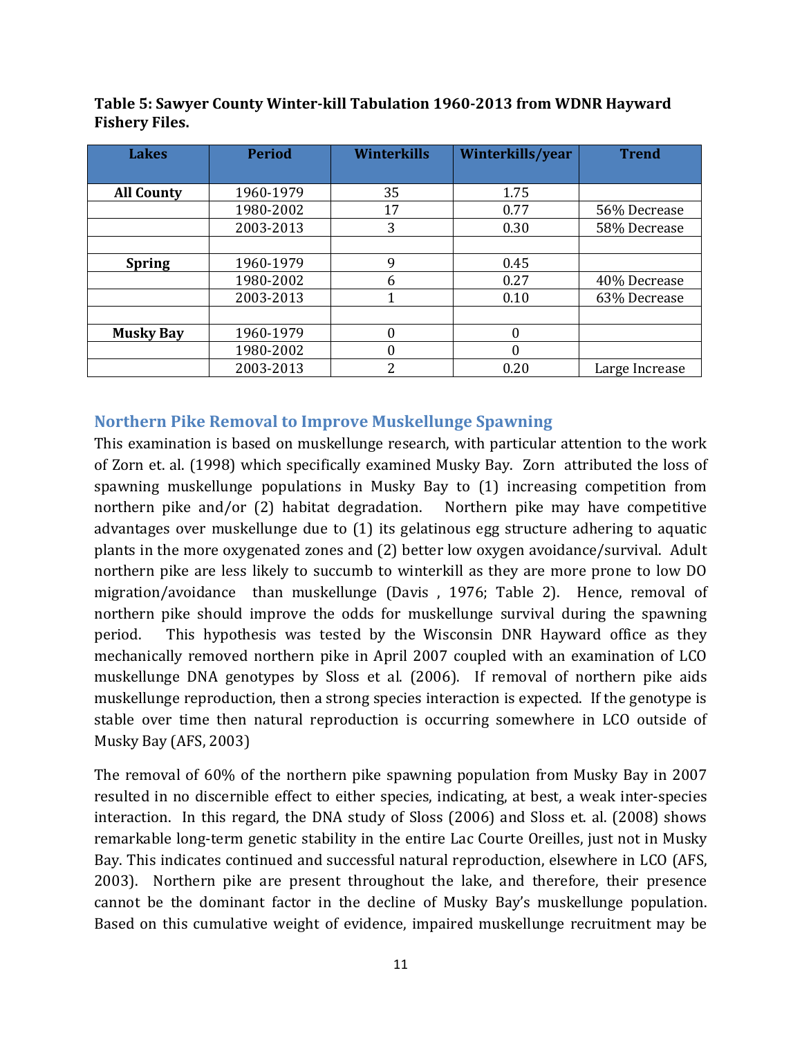**Table 5: Sawyer County Winter-kill Tabulation 1960-2013 from WDNR Hayward Fishery Files.**

| Lakes | Period | Winterkills | Winterkills/year | Trend |
|---|---|---|---|---|
| **All County** | 1960-1979 | 35 | 1.75 | |
| | 1980-2002 | 17 | 0.77 | 56% Decrease |
| | 2003-2013 | 3 | 0.30 | 58% Decrease |
| | | | | |
| **Spring** | 1960-1979 | 9 | 0.45 | |
| | 1980-2002 | 6 | 0.27 | 40% Decrease |
| | 2003-2013 | 1 | 0.10 | 63% Decrease |
| | | | | |
| **Musky Bay** | 1960-1979 | 0 | 0 | |
| | 1980-2002 | 0 | 0 | |
| | 2003-2013 | 2 | 0.20 | Large Increase |

## Northern Pike Removal to Improve Muskellunge Spawning

This examination is based on muskellunge research, with particular attention to the work of Zorn et. al. (1998) which specifically examined Musky Bay. Zorn attributed the loss of spawning muskellunge populations in Musky Bay to (1) increasing competition from northern pike and/or (2) habitat degradation. Northern pike may have competitive advantages over muskellunge due to (1) its gelatinous egg structure adhering to aquatic plants in the more oxygenated zones and (2) better low oxygen avoidance/survival. Adult northern pike are less likely to succumb to winterkill as they are more prone to low DO migration/avoidance than muskellunge (Davis , 1976; Table 2). Hence, removal of northern pike should improve the odds for muskellunge survival during the spawning period. This hypothesis was tested by the Wisconsin DNR Hayward office as they mechanically removed northern pike in April 2007 coupled with an examination of LCO muskellunge DNA genotypes by Sloss et al. (2006). If removal of northern pike aids muskellunge reproduction, then a strong species interaction is expected. If the genotype is stable over time then natural reproduction is occurring somewhere in LCO outside of Musky Bay (AFS, 2003)

The removal of 60% of the northern pike spawning population from Musky Bay in 2007 resulted in no discernible effect to either species, indicating, at best, a weak inter-species interaction. In this regard, the DNA study of Sloss (2006) and Sloss et. al. (2008) shows remarkable long-term genetic stability in the entire Lac Courte Oreilles, just not in Musky Bay. This indicates continued and successful natural reproduction, elsewhere in LCO (AFS, 2003). Northern pike are present throughout the lake, and therefore, their presence cannot be the dominant factor in the decline of Musky Bay's muskellunge population. Based on this cumulative weight of evidence, impaired muskellunge recruitment may be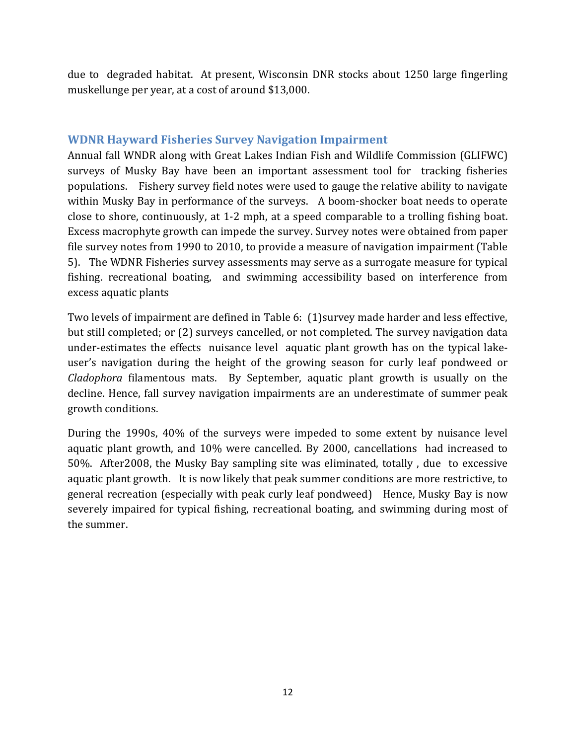due to degraded habitat. At present, Wisconsin DNR stocks about 1250 large fingerling muskellunge per year, at a cost of around $13,000.

### WDNR Hayward Fisheries Survey Navigation Impairment

Annual fall WNDR along with Great Lakes Indian Fish and Wildlife Commission (GLIFWC) surveys of Musky Bay have been an important assessment tool for tracking fisheries populations. Fishery survey field notes were used to gauge the relative ability to navigate within Musky Bay in performance of the surveys. A boom-shocker boat needs to operate close to shore, continuously, at 1-2 mph, at a speed comparable to a trolling fishing boat. Excess macrophyte growth can impede the survey. Survey notes were obtained from paper file survey notes from 1990 to 2010, to provide a measure of navigation impairment (Table 5). The WDNR Fisheries survey assessments may serve as a surrogate measure for typical fishing. recreational boating, and swimming accessibility based on interference from excess aquatic plants

Two levels of impairment are defined in Table 6: (1)survey made harder and less effective, but still completed; or (2) surveys cancelled, or not completed. The survey navigation data under-estimates the effects nuisance level aquatic plant growth has on the typical lake-user's navigation during the height of the growing season for curly leaf pondweed or *Cladophora* filamentous mats. By September, aquatic plant growth is usually on the decline. Hence, fall survey navigation impairments are an underestimate of summer peak growth conditions.

During the 1990s, 40% of the surveys were impeded to some extent by nuisance level aquatic plant growth, and 10% were cancelled. By 2000, cancellations had increased to 50%. After2008, the Musky Bay sampling site was eliminated, totally , due to excessive aquatic plant growth. It is now likely that peak summer conditions are more restrictive, to general recreation (especially with peak curly leaf pondweed) Hence, Musky Bay is now severely impaired for typical fishing, recreational boating, and swimming during most of the summer.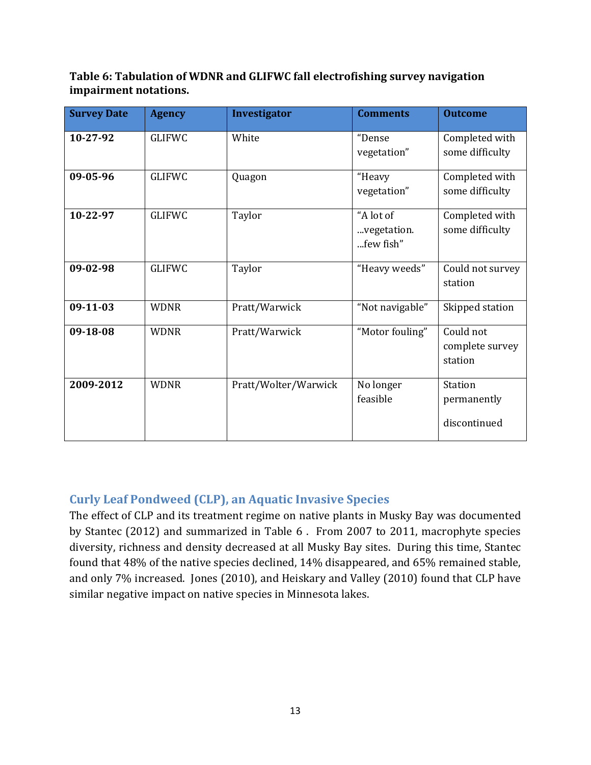**Table 6: Tabulation of WDNR and GLIFWC fall electrofishing survey navigation impairment notations.**

| Survey Date | Agency | Investigator | Comments | Outcome |
|---|---|---|---|---|
| **10-27-92** | GLIFWC | White | “Dense vegetation” | Completed with some difficulty |
| **09-05-96** | GLIFWC | Quagon | “Heavy vegetation” | Completed with some difficulty |
| **10-22-97** | GLIFWC | Taylor | “A lot of ...vegetation. ...few fish” | Completed with some difficulty |
| **09-02-98** | GLIFWC | Taylor | “Heavy weeds” | Could not survey station |
| **09-11-03** | WDNR | Pratt/Warwick | “Not navigable” | Skipped station |
| **09-18-08** | WDNR | Pratt/Warwick | “Motor fouling” | Could not complete survey station |
| **2009-2012** | WDNR | Pratt/Wolter/Warwick | No longer feasible | Station permanently discontinued |

## Curly Leaf Pondweed (CLP), an Aquatic Invasive Species

The effect of CLP and its treatment regime on native plants in Musky Bay was documented by Stantec (2012) and summarized in Table 6 . From 2007 to 2011, macrophyte species diversity, richness and density decreased at all Musky Bay sites. During this time, Stantec found that 48% of the native species declined, 14% disappeared, and 65% remained stable, and only 7% increased. Jones (2010), and Heiskary and Valley (2010) found that CLP have similar negative impact on native species in Minnesota lakes.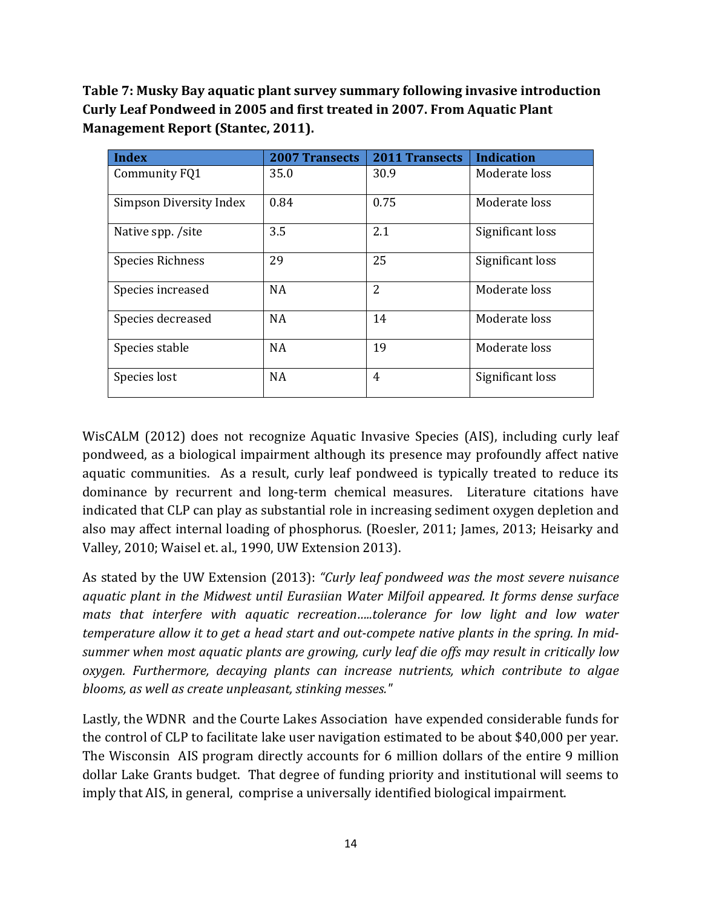**Table 7: Musky Bay aquatic plant survey summary following invasive introduction Curly Leaf Pondweed in 2005 and first treated in 2007. From Aquatic Plant Management Report (Stantec, 2011).**

| Index | 2007 Transects | 2011 Transects | Indication |
|---|---|---|---|
| Community FQ1 | 35.0 | 30.9 | Moderate loss |
| Simpson Diversity Index | 0.84 | 0.75 | Moderate loss |
| Native spp. /site | 3.5 | 2.1 | Significant loss |
| Species Richness | 29 | 25 | Significant loss |
| Species increased | NA | 2 | Moderate loss |
| Species decreased | NA | 14 | Moderate loss |
| Species stable | NA | 19 | Moderate loss |
| Species lost | NA | 4 | Significant loss |

WisCALM (2012) does not recognize Aquatic Invasive Species (AIS), including curly leaf pondweed, as a biological impairment although its presence may profoundly affect native aquatic communities. As a result, curly leaf pondweed is typically treated to reduce its dominance by recurrent and long-term chemical measures. Literature citations have indicated that CLP can play as substantial role in increasing sediment oxygen depletion and also may affect internal loading of phosphorus. (Roesler, 2011; James, 2013; Heisarky and Valley, 2010; Waisel et. al., 1990, UW Extension 2013).

As stated by the UW Extension (2013): *"Curly leaf pondweed was the most severe nuisance aquatic plant in the Midwest until Eurasiian Water Milfoil appeared. It forms dense surface mats that interfere with aquatic recreation.....tolerance for low light and low water temperature allow it to get a head start and out-compete native plants in the spring. In mid-summer when most aquatic plants are growing, curly leaf die offs may result in critically low oxygen. Furthermore, decaying plants can increase nutrients, which contribute to algae blooms, as well as create unpleasant, stinking messes."*

Lastly, the WDNR and the Courte Lakes Association have expended considerable funds for the control of CLP to facilitate lake user navigation estimated to be about $40,000 per year. The Wisconsin AIS program directly accounts for 6 million dollars of the entire 9 million dollar Lake Grants budget. That degree of funding priority and institutional will seems to imply that AIS, in general, comprise a universally identified biological impairment.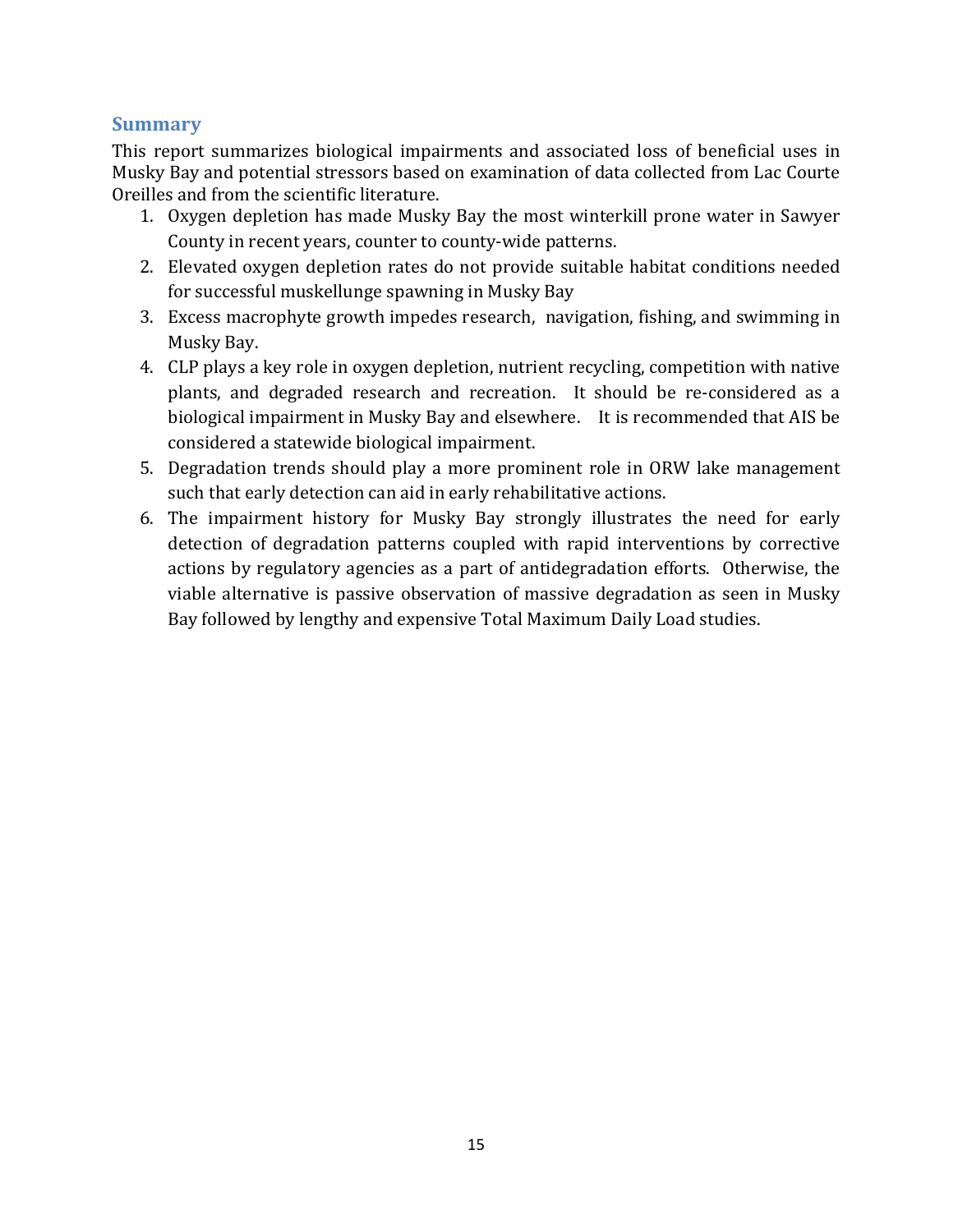## Summary

This report summarizes biological impairments and associated loss of beneficial uses in Musky Bay and potential stressors based on examination of data collected from Lac Courte Oreilles and from the scientific literature.

1. Oxygen depletion has made Musky Bay the most winterkill prone water in Sawyer County in recent years, counter to county-wide patterns.
2. Elevated oxygen depletion rates do not provide suitable habitat conditions needed for successful muskellunge spawning in Musky Bay
3. Excess macrophyte growth impedes research, navigation, fishing, and swimming in Musky Bay.
4. CLP plays a key role in oxygen depletion, nutrient recycling, competition with native plants, and degraded research and recreation. It should be re-considered as a biological impairment in Musky Bay and elsewhere. It is recommended that AIS be considered a statewide biological impairment.
5. Degradation trends should play a more prominent role in ORW lake management such that early detection can aid in early rehabilitative actions.
6. The impairment history for Musky Bay strongly illustrates the need for early detection of degradation patterns coupled with rapid interventions by corrective actions by regulatory agencies as a part of antidegradation efforts. Otherwise, the viable alternative is passive observation of massive degradation as seen in Musky Bay followed by lengthy and expensive Total Maximum Daily Load studies.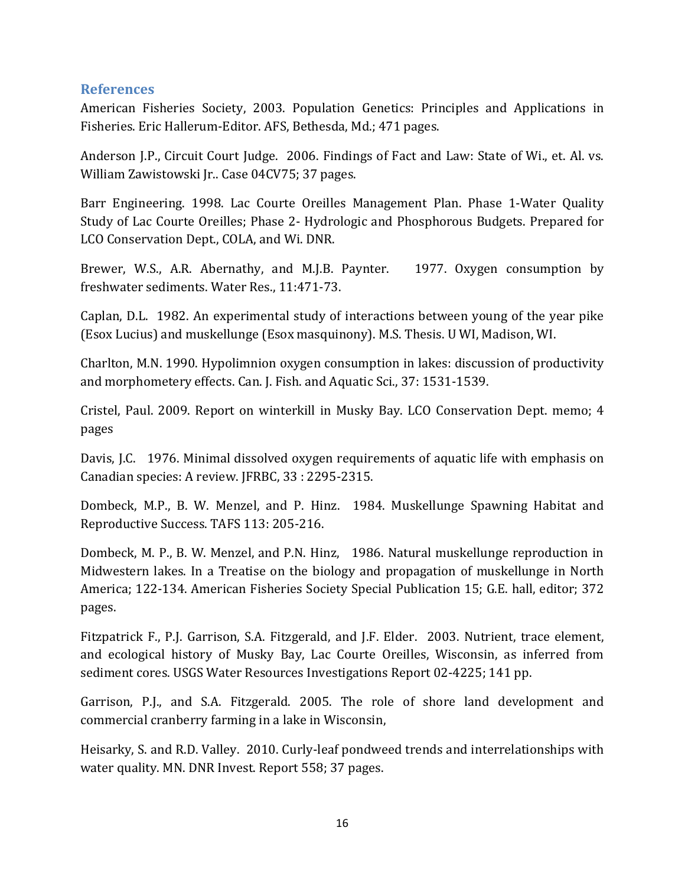## References

American Fisheries Society, 2003. Population Genetics: Principles and Applications in Fisheries. Eric Hallerum-Editor. AFS, Bethesda, Md.; 471 pages.

Anderson J.P., Circuit Court Judge. 2006. Findings of Fact and Law: State of Wi., et. Al. vs. William Zawistowski Jr.. Case 04CV75; 37 pages.

Barr Engineering. 1998. Lac Courte Oreilles Management Plan. Phase 1-Water Quality Study of Lac Courte Oreilles; Phase 2- Hydrologic and Phosphorous Budgets. Prepared for LCO Conservation Dept., COLA, and Wi. DNR.

Brewer, W.S., A.R. Abernathy, and M.J.B. Paynter. 1977. Oxygen consumption by freshwater sediments. Water Res., 11:471-73.

Caplan, D.L. 1982. An experimental study of interactions between young of the year pike (Esox Lucius) and muskellunge (Esox masquinony). M.S. Thesis. U WI, Madison, WI.

Charlton, M.N. 1990. Hypolimnion oxygen consumption in lakes: discussion of productivity and morphometery effects. Can. J. Fish. and Aquatic Sci., 37: 1531-1539.

Cristel, Paul. 2009. Report on winterkill in Musky Bay. LCO Conservation Dept. memo; 4 pages

Davis, J.C. 1976. Minimal dissolved oxygen requirements of aquatic life with emphasis on Canadian species: A review. JFRBC, 33 : 2295-2315.

Dombeck, M.P., B. W. Menzel, and P. Hinz. 1984. Muskellunge Spawning Habitat and Reproductive Success. TAFS 113: 205-216.

Dombeck, M. P., B. W. Menzel, and P.N. Hinz, 1986. Natural muskellunge reproduction in Midwestern lakes. In a Treatise on the biology and propagation of muskellunge in North America; 122-134. American Fisheries Society Special Publication 15; G.E. hall, editor; 372 pages.

Fitzpatrick F., P.J. Garrison, S.A. Fitzgerald, and J.F. Elder. 2003. Nutrient, trace element, and ecological history of Musky Bay, Lac Courte Oreilles, Wisconsin, as inferred from sediment cores. USGS Water Resources Investigations Report 02-4225; 141 pp.

Garrison, P.J., and S.A. Fitzgerald. 2005. The role of shore land development and commercial cranberry farming in a lake in Wisconsin,

Heisarky, S. and R.D. Valley. 2010. Curly-leaf pondweed trends and interrelationships with water quality. MN. DNR Invest. Report 558; 37 pages.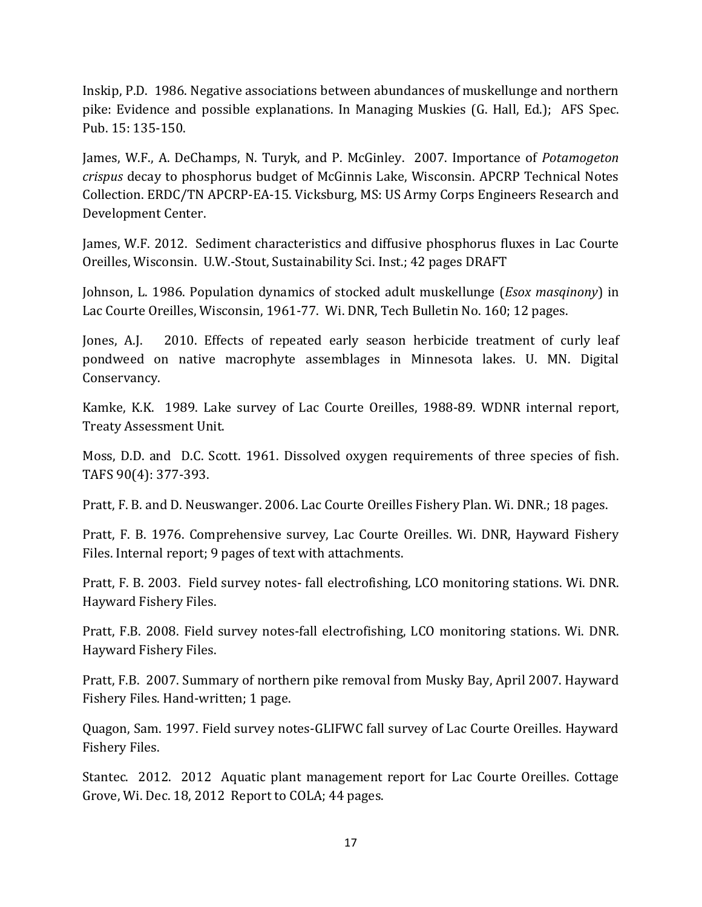Inskip, P.D. 1986. Negative associations between abundances of muskellunge and northern pike: Evidence and possible explanations. In Managing Muskies (G. Hall, Ed.); AFS Spec. Pub. 15: 135-150.

James, W.F., A. DeChamps, N. Turyk, and P. McGinley. 2007. Importance of *Potamogeton crispus* decay to phosphorus budget of McGinnis Lake, Wisconsin. APCRP Technical Notes Collection. ERDC/TN APCRP-EA-15. Vicksburg, MS: US Army Corps Engineers Research and Development Center.

James, W.F. 2012. Sediment characteristics and diffusive phosphorus fluxes in Lac Courte Oreilles, Wisconsin. U.W.-Stout, Sustainability Sci. Inst.; 42 pages DRAFT

Johnson, L. 1986. Population dynamics of stocked adult muskellunge (*Esox masqinony*) in Lac Courte Oreilles, Wisconsin, 1961-77. Wi. DNR, Tech Bulletin No. 160; 12 pages.

Jones, A.J. 2010. Effects of repeated early season herbicide treatment of curly leaf pondweed on native macrophyte assemblages in Minnesota lakes. U. MN. Digital Conservancy.

Kamke, K.K. 1989. Lake survey of Lac Courte Oreilles, 1988-89. WDNR internal report, Treaty Assessment Unit.

Moss, D.D. and D.C. Scott. 1961. Dissolved oxygen requirements of three species of fish. TAFS 90(4): 377-393.

Pratt, F. B. and D. Neuswanger. 2006. Lac Courte Oreilles Fishery Plan. Wi. DNR.; 18 pages.

Pratt, F. B. 1976. Comprehensive survey, Lac Courte Oreilles. Wi. DNR, Hayward Fishery Files. Internal report; 9 pages of text with attachments.

Pratt, F. B. 2003. Field survey notes- fall electrofishing, LCO monitoring stations. Wi. DNR. Hayward Fishery Files.

Pratt, F.B. 2008. Field survey notes-fall electrofishing, LCO monitoring stations. Wi. DNR. Hayward Fishery Files.

Pratt, F.B. 2007. Summary of northern pike removal from Musky Bay, April 2007. Hayward Fishery Files. Hand-written; 1 page.

Quagon, Sam. 1997. Field survey notes-GLIFWC fall survey of Lac Courte Oreilles. Hayward Fishery Files.

Stantec. 2012. 2012 Aquatic plant management report for Lac Courte Oreilles. Cottage Grove, Wi. Dec. 18, 2012 Report to COLA; 44 pages.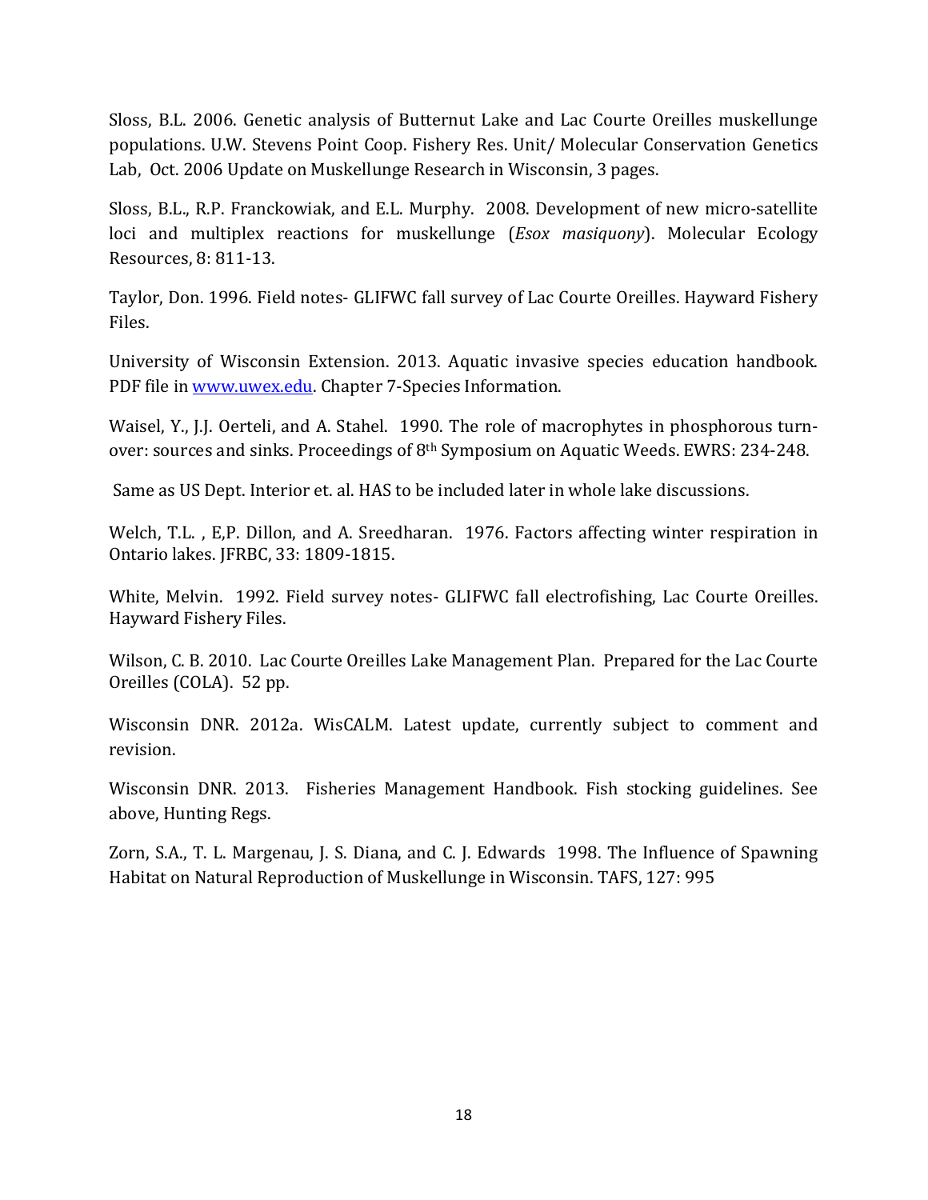Sloss, B.L. 2006. Genetic analysis of Butternut Lake and Lac Courte Oreilles muskellunge populations. U.W. Stevens Point Coop. Fishery Res. Unit/ Molecular Conservation Genetics Lab, Oct. 2006 Update on Muskellunge Research in Wisconsin, 3 pages.

Sloss, B.L., R.P. Franckowiak, and E.L. Murphy. 2008. Development of new micro-satellite loci and multiplex reactions for muskellunge (*Esox masiquony*). Molecular Ecology Resources, 8: 811-13.

Taylor, Don. 1996. Field notes- GLIFWC fall survey of Lac Courte Oreilles. Hayward Fishery Files.

University of Wisconsin Extension. 2013. Aquatic invasive species education handbook. PDF file in [www.uwex.edu](http://www.uwex.edu). Chapter 7-Species Information.

Waisel, Y., J.J. Oerteli, and A. Stahel. 1990. The role of macrophytes in phosphorous turn-over: sources and sinks. Proceedings of 8th Symposium on Aquatic Weeds. EWRS: 234-248.

Same as US Dept. Interior et. al. HAS to be included later in whole lake discussions.

Welch, T.L. , E,P. Dillon, and A. Sreedharan. 1976. Factors affecting winter respiration in Ontario lakes. JFRBC, 33: 1809-1815.

White, Melvin. 1992. Field survey notes- GLIFWC fall electrofishing, Lac Courte Oreilles. Hayward Fishery Files.

Wilson, C. B. 2010. Lac Courte Oreilles Lake Management Plan. Prepared for the Lac Courte Oreilles (COLA). 52 pp.

Wisconsin DNR. 2012a. WisCALM. Latest update, currently subject to comment and revision.

Wisconsin DNR. 2013. Fisheries Management Handbook. Fish stocking guidelines. See above, Hunting Regs.

Zorn, S.A., T. L. Margenau, J. S. Diana, and C. J. Edwards 1998. The Influence of Spawning Habitat on Natural Reproduction of Muskellunge in Wisconsin. TAFS, 127: 995